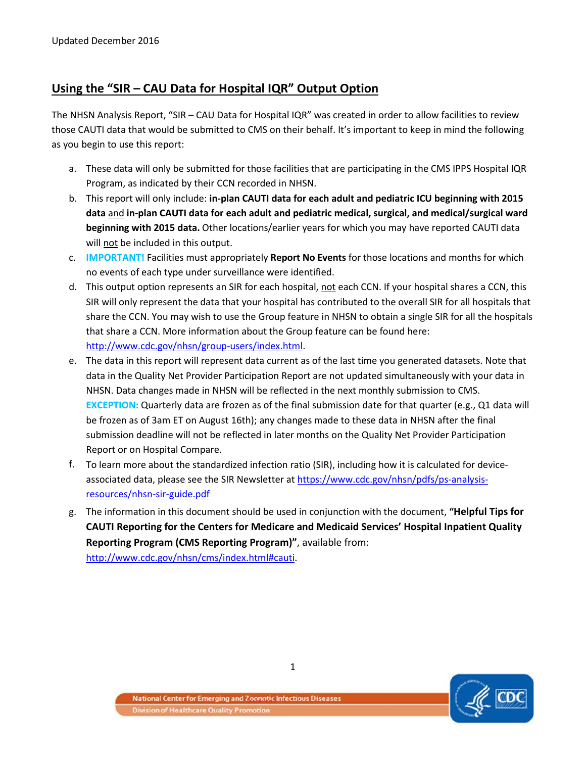Updated December 2016

## Using the "SIR – CAU Data for Hospital IQR" Output Option

The NHSN Analysis Report, "SIR – CAU Data for Hospital IQR" was created in order to allow facilities to review those CAUTI data that would be submitted to CMS on their behalf. It's important to keep in mind the following as you begin to use this report:

a. These data will only be submitted for those facilities that are participating in the CMS IPPS Hospital IQR Program, as indicated by their CCN recorded in NHSN.

b. This report will only include: **in-plan CAUTI data for each adult and pediatric ICU beginning with 2015 data** and **in-plan CAUTI data for each adult and pediatric medical, surgical, and medical/surgical ward beginning with 2015 data.** Other locations/earlier years for which you may have reported CAUTI data will not be included in this output.

c. **IMPORTANT!** Facilities must appropriately **Report No Events** for those locations and months for which no events of each type under surveillance were identified.

d. This output option represents an SIR for each hospital, not each CCN. If your hospital shares a CCN, this SIR will only represent the data that your hospital has contributed to the overall SIR for all hospitals that share the CCN. You may wish to use the Group feature in NHSN to obtain a single SIR for all the hospitals that share a CCN. More information about the Group feature can be found here: http://www.cdc.gov/nhsn/group-users/index.html.

e. The data in this report will represent data current as of the last time you generated datasets. Note that data in the Quality Net Provider Participation Report are not updated simultaneously with your data in NHSN. Data changes made in NHSN will be reflected in the next monthly submission to CMS. **EXCEPTION:** Quarterly data are frozen as of the final submission date for that quarter (e.g., Q1 data will be frozen as of 3am ET on August 16th); any changes made to these data in NHSN after the final submission deadline will not be reflected in later months on the Quality Net Provider Participation Report or on Hospital Compare.

f. To learn more about the standardized infection ratio (SIR), including how it is calculated for device-associated data, please see the SIR Newsletter at https://www.cdc.gov/nhsn/pdfs/ps-analysis-resources/nhsn-sir-guide.pdf

g. The information in this document should be used in conjunction with the document, **"Helpful Tips for CAUTI Reporting for the Centers for Medicare and Medicaid Services' Hospital Inpatient Quality Reporting Program (CMS Reporting Program)"**, available from: http://www.cdc.gov/nhsn/cms/index.html#cauti.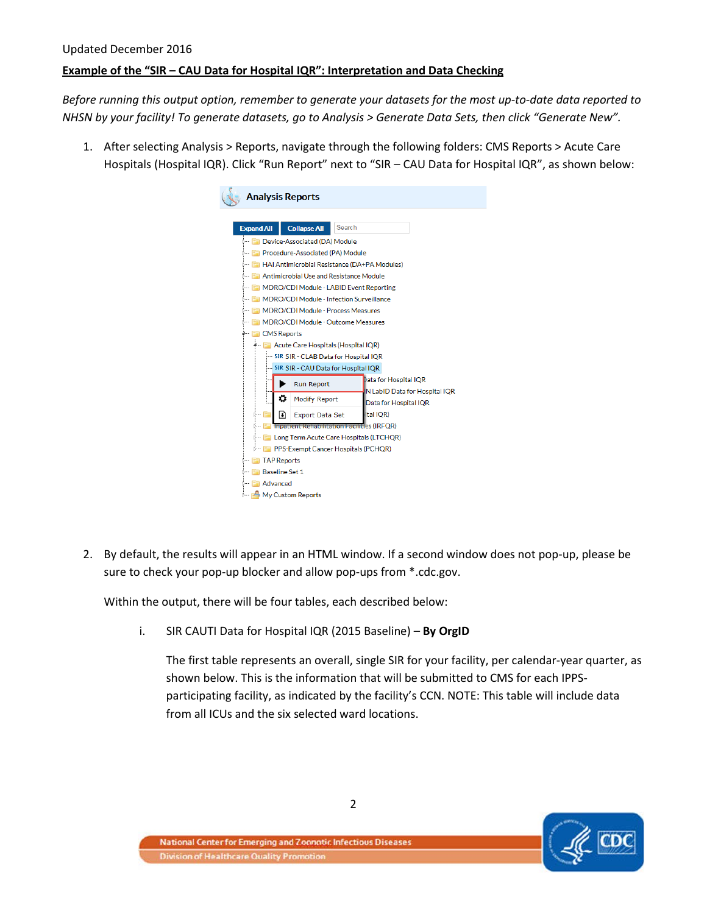Updated December 2016

**Example of the "SIR – CAU Data for Hospital IQR": Interpretation and Data Checking**

*Before running this output option, remember to generate your datasets for the most up-to-date data reported to NHSN by your facility! To generate datasets, go to Analysis > Generate Data Sets, then click "Generate New".*

1. After selecting Analysis > Reports, navigate through the following folders: CMS Reports > Acute Care Hospitals (Hospital IQR). Click "Run Report" next to "SIR – CAU Data for Hospital IQR", as shown below:

2. By default, the results will appear in an HTML window. If a second window does not pop-up, please be sure to check your pop-up blocker and allow pop-ups from *.cdc.gov.

   Within the output, there will be four tables, each described below:

   i. SIR CAUTI Data for Hospital IQR (2015 Baseline) – **By OrgID**

      The first table represents an overall, single SIR for your facility, per calendar-year quarter, as shown below. This is the information that will be submitted to CMS for each IPPS-participating facility, as indicated by the facility's CCN. NOTE: This table will include data from all ICUs and the six selected ward locations.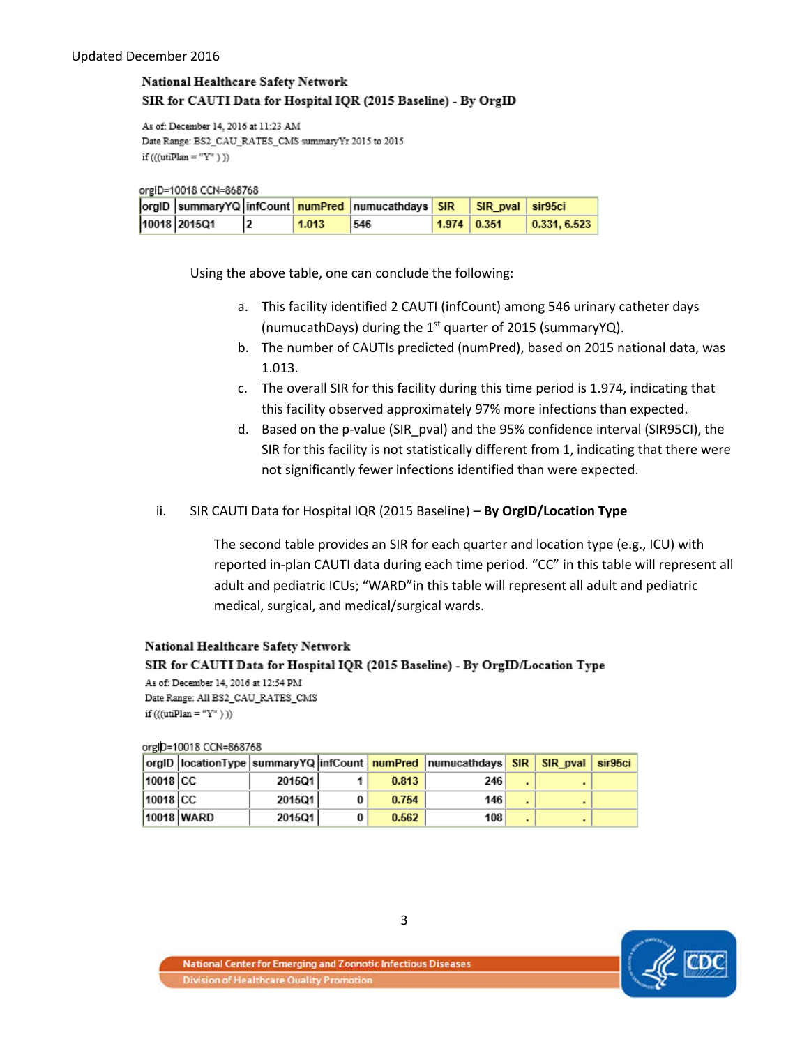Updated December 2016

**National Healthcare Safety Network**
**SIR for CAUTI Data for Hospital IQR (2015 Baseline) - By OrgID**

As of: December 14, 2016 at 11:23 AM
Date Range: BS2_CAU_RATES_CMS summaryYr 2015 to 2015
if (((utiPlan = "Y" ) ))

orgID=10018 CCN=868768

| orgID | summaryYQ | infCount | numPred | numucathdays | SIR | SIR_pval | sir95ci |
|---|---|---|---|---|---|---|---|
| 10018 | 2015Q1 | 2 | 1.013 | 546 | 1.974 | 0.351 | 0.331, 6.523 |

Using the above table, one can conclude the following:

a. This facility identified 2 CAUTI (infCount) among 546 urinary catheter days (numucathDays) during the 1st quarter of 2015 (summaryYQ).
b. The number of CAUTIs predicted (numPred), based on 2015 national data, was 1.013.
c. The overall SIR for this facility during this time period is 1.974, indicating that this facility observed approximately 97% more infections than expected.
d. Based on the p-value (SIR_pval) and the 95% confidence interval (SIR95CI), the SIR for this facility is not statistically different from 1, indicating that there were not significantly fewer infections identified than were expected.

ii. SIR CAUTI Data for Hospital IQR (2015 Baseline) – **By OrgID/Location Type**

The second table provides an SIR for each quarter and location type (e.g., ICU) with reported in-plan CAUTI data during each time period. "CC" in this table will represent all adult and pediatric ICUs; "WARD" in this table will represent all adult and pediatric medical, surgical, and medical/surgical wards.

**National Healthcare Safety Network**
**SIR for CAUTI Data for Hospital IQR (2015 Baseline) - By OrgID/Location Type**

As of: December 14, 2016 at 12:54 PM
Date Range: All BS2_CAU_RATES_CMS
if (((utiPlan = "Y" ) ))

orgID=10018 CCN=868768

| orgID | locationType | summaryYQ | infCount | numPred | numucathdays | SIR | SIR_pval | sir95ci |
|---|---|---|---|---|---|---|---|---|
| 10018 | CC | 2015Q1 | 1 | 0.813 | 246 | . | . | |
| 10018 | CC | 2015Q1 | 0 | 0.754 | 146 | . | . | |
| 10018 | WARD | 2015Q1 | 0 | 0.562 | 108 | . | . | |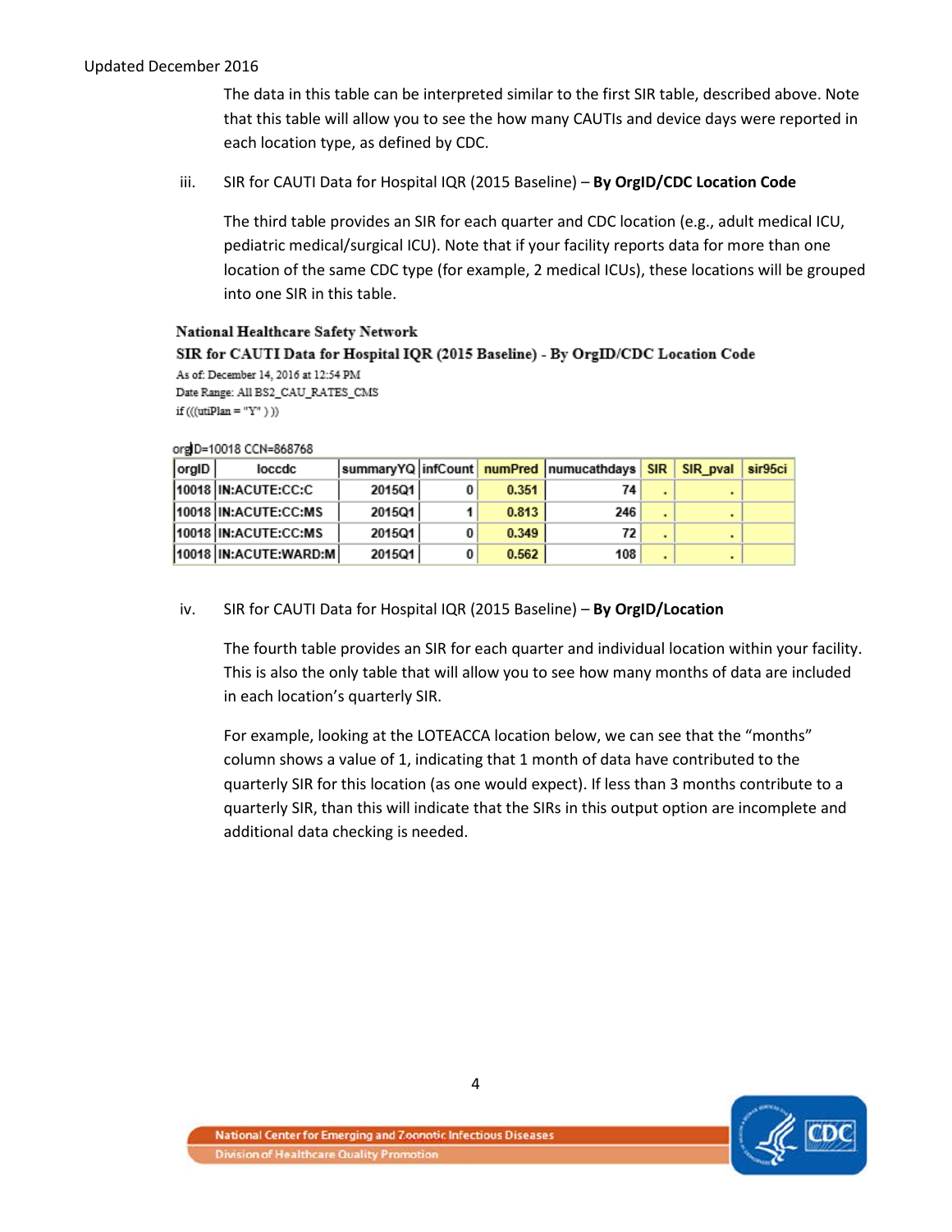The data in this table can be interpreted similar to the first SIR table, described above. Note that this table will allow you to see the how many CAUTIs and device days were reported in each location type, as defined by CDC.

iii. SIR for CAUTI Data for Hospital IQR (2015 Baseline) – **By OrgID/CDC Location Code**

The third table provides an SIR for each quarter and CDC location (e.g., adult medical ICU, pediatric medical/surgical ICU). Note that if your facility reports data for more than one location of the same CDC type (for example, 2 medical ICUs), these locations will be grouped into one SIR in this table.

**National Healthcare Safety Network**

**SIR for CAUTI Data for Hospital IQR (2015 Baseline) - By OrgID/CDC Location Code**

As of: December 14, 2016 at 12:54 PM

Date Range: All BS2_CAU_RATES_CMS

if (((utiPlan = "Y" ) ))

orgID=10018 CCN=868768

| orgID | loccdc | summaryYQ | infCount | numPred | numucathdays | SIR | SIR_pval | sir95ci |
|---|---|---|---|---|---|---|---|---|
| 10018 | IN:ACUTE:CC:C | 2015Q1 | 0 | 0.351 | 74 | . | . | |
| 10018 | IN:ACUTE:CC:MS | 2015Q1 | 1 | 0.813 | 246 | . | . | |
| 10018 | IN:ACUTE:CC:MS | 2015Q1 | 0 | 0.349 | 72 | . | . | |
| 10018 | IN:ACUTE:WARD:M | 2015Q1 | 0 | 0.562 | 108 | . | . | |

iv. SIR for CAUTI Data for Hospital IQR (2015 Baseline) – **By OrgID/Location**

The fourth table provides an SIR for each quarter and individual location within your facility. This is also the only table that will allow you to see how many months of data are included in each location's quarterly SIR.

For example, looking at the LOTEACCA location below, we can see that the "months" column shows a value of 1, indicating that 1 month of data have contributed to the quarterly SIR for this location (as one would expect). If less than 3 months contribute to a quarterly SIR, than this will indicate that the SIRs in this output option are incomplete and additional data checking is needed.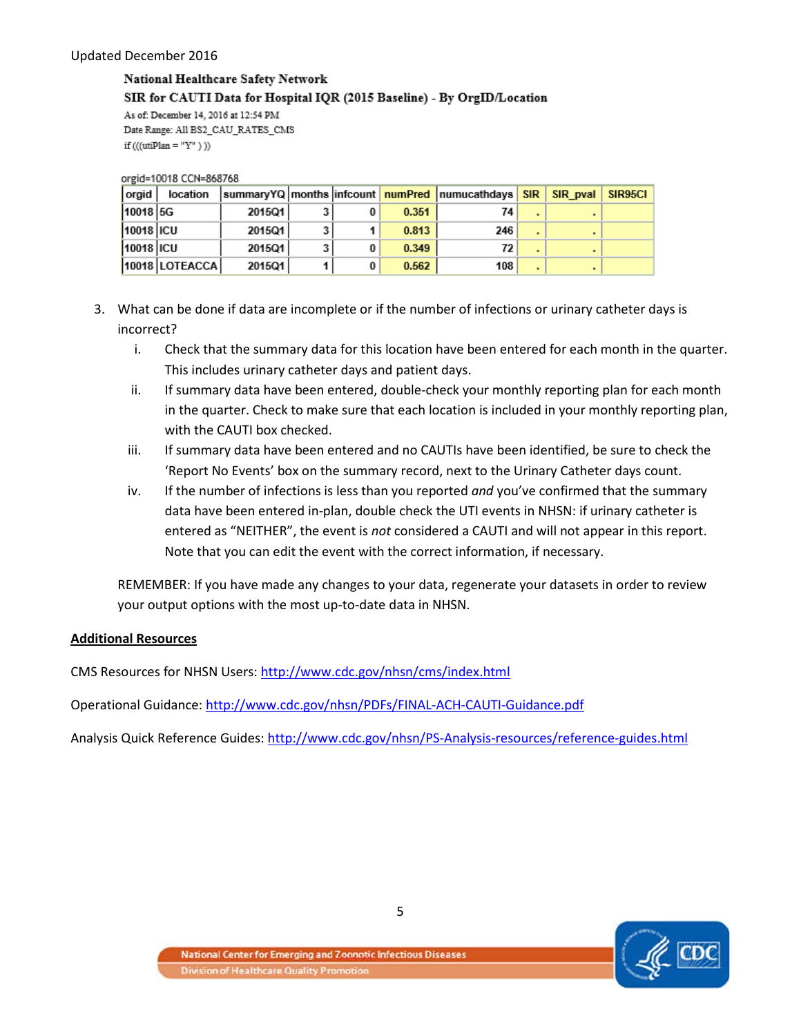National Healthcare Safety Network

SIR for CAUTI Data for Hospital IQR (2015 Baseline) - By OrgID/Location

As of: December 14, 2016 at 12:54 PM

Date Range: All BS2_CAU_RATES_CMS

if (((utiPlan = "Y" ) ))

orgid=10018 CCN=868768

| orgid | location | summaryYQ | months | infcount | numPred | numucathdays | SIR | SIR_pval | SIR95CI |
|---|---|---|---|---|---|---|---|---|---|
| 10018 | 5G | 2015Q1 | 3 | 0 | 0.351 | 74 | . | . | |
| 10018 | ICU | 2015Q1 | 3 | 1 | 0.813 | 246 | . | . | |
| 10018 | ICU | 2015Q1 | 3 | 0 | 0.349 | 72 | . | . | |
| 10018 | LOTEACCA | 2015Q1 | 1 | 0 | 0.562 | 108 | . | . | |

3. What can be done if data are incomplete or if the number of infections or urinary catheter days is incorrect?
   i. Check that the summary data for this location have been entered for each month in the quarter. This includes urinary catheter days and patient days.
   ii. If summary data have been entered, double-check your monthly reporting plan for each month in the quarter. Check to make sure that each location is included in your monthly reporting plan, with the CAUTI box checked.
   iii. If summary data have been entered and no CAUTIs have been identified, be sure to check the 'Report No Events' box on the summary record, next to the Urinary Catheter days count.
   iv. If the number of infections is less than you reported *and* you've confirmed that the summary data have been entered in-plan, double check the UTI events in NHSN: if urinary catheter is entered as "NEITHER", the event is *not* considered a CAUTI and will not appear in this report. Note that you can edit the event with the correct information, if necessary.

REMEMBER: If you have made any changes to your data, regenerate your datasets in order to review your output options with the most up-to-date data in NHSN.

**Additional Resources**

CMS Resources for NHSN Users: http://www.cdc.gov/nhsn/cms/index.html

Operational Guidance: http://www.cdc.gov/nhsn/PDFs/FINAL-ACH-CAUTI-Guidance.pdf

Analysis Quick Reference Guides: http://www.cdc.gov/nhsn/PS-Analysis-resources/reference-guides.html